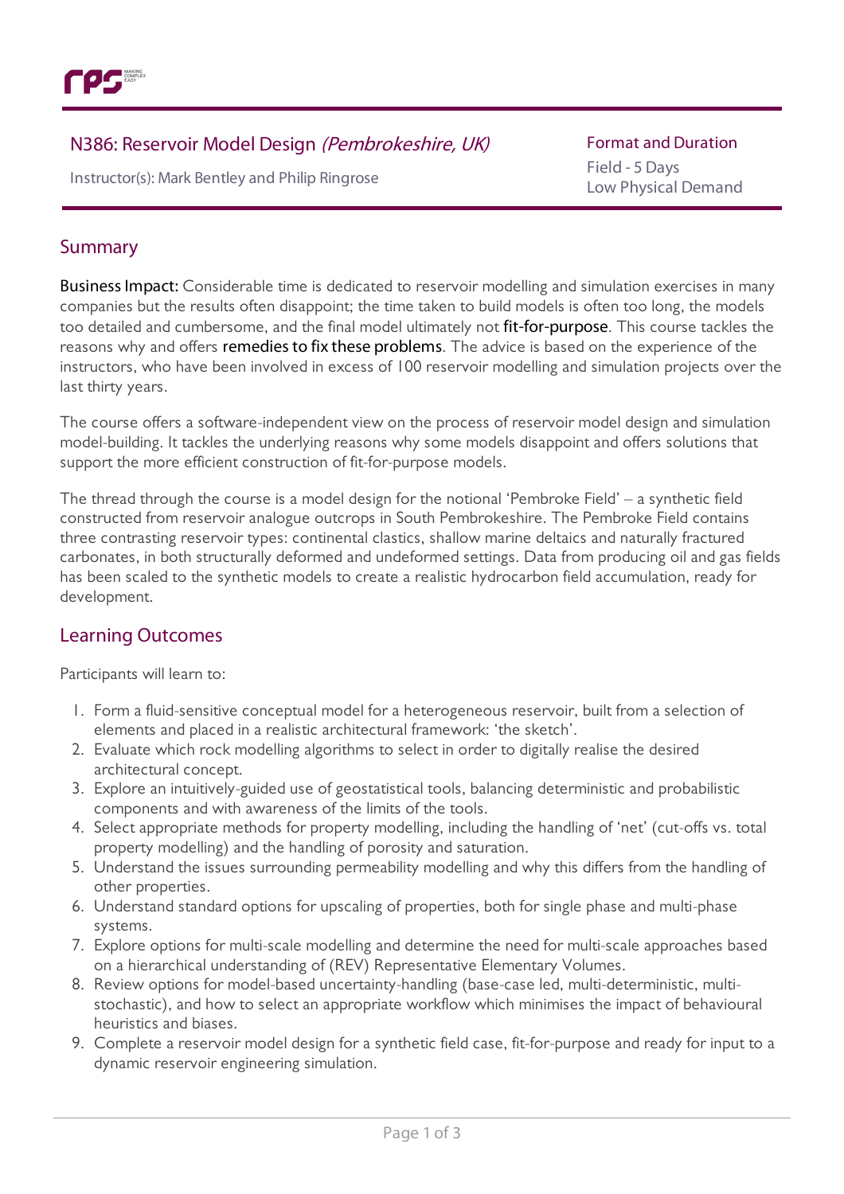# N386: Reservoir Model Design *(Pembrokeshire, UK)*

Instructor(s): Mark Bentley and Philip Ringrose

**Format and Duration**

Field - 5 Days
Low Physical Demand

## Summary

**Business Impact:** Considerable time is dedicated to reservoir modelling and simulation exercises in many companies but the results often disappoint; the time taken to build models is often too long, the models too detailed and cumbersome, and the final model ultimately not **fit-for-purpose**. This course tackles the reasons why and offers **remedies to fix these problems**. The advice is based on the experience of the instructors, who have been involved in excess of 100 reservoir modelling and simulation projects over the last thirty years.

The course offers a software-independent view on the process of reservoir model design and simulation model-building. It tackles the underlying reasons why some models disappoint and offers solutions that support the more efficient construction of fit-for-purpose models.

The thread through the course is a model design for the notional 'Pembroke Field' – a synthetic field constructed from reservoir analogue outcrops in South Pembrokeshire. The Pembroke Field contains three contrasting reservoir types: continental clastics, shallow marine deltaics and naturally fractured carbonates, in both structurally deformed and undeformed settings. Data from producing oil and gas fields has been scaled to the synthetic models to create a realistic hydrocarbon field accumulation, ready for development.

## Learning Outcomes

Participants will learn to:

1. Form a fluid-sensitive conceptual model for a heterogeneous reservoir, built from a selection of elements and placed in a realistic architectural framework: 'the sketch'.
2. Evaluate which rock modelling algorithms to select in order to digitally realise the desired architectural concept.
3. Explore an intuitively-guided use of geostatistical tools, balancing deterministic and probabilistic components and with awareness of the limits of the tools.
4. Select appropriate methods for property modelling, including the handling of 'net' (cut-offs vs. total property modelling) and the handling of porosity and saturation.
5. Understand the issues surrounding permeability modelling and why this differs from the handling of other properties.
6. Understand standard options for upscaling of properties, both for single phase and multi-phase systems.
7. Explore options for multi-scale modelling and determine the need for multi-scale approaches based on a hierarchical understanding of (REV) Representative Elementary Volumes.
8. Review options for model-based uncertainty-handling (base-case led, multi-deterministic, multi-stochastic), and how to select an appropriate workflow which minimises the impact of behavioural heuristics and biases.
9. Complete a reservoir model design for a synthetic field case, fit-for-purpose and ready for input to a dynamic reservoir engineering simulation.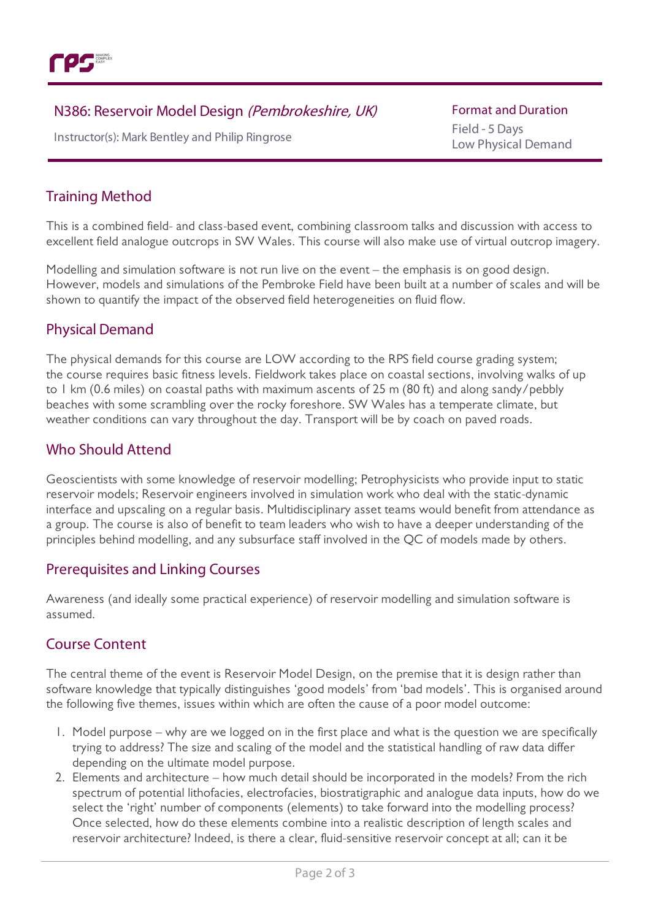# N386: Reservoir Model Design *(Pembrokeshire, UK)*

Instructor(s): Mark Bentley and Philip Ringrose

**Format and Duration**

Field - 5 Days
Low Physical Demand

## Training Method

This is a combined field- and class-based event, combining classroom talks and discussion with access to excellent field analogue outcrops in SW Wales. This course will also make use of virtual outcrop imagery.

Modelling and simulation software is not run live on the event – the emphasis is on good design. However, models and simulations of the Pembroke Field have been built at a number of scales and will be shown to quantify the impact of the observed field heterogeneities on fluid flow.

## Physical Demand

The physical demands for this course are LOW according to the RPS field course grading system; the course requires basic fitness levels. Fieldwork takes place on coastal sections, involving walks of up to 1 km (0.6 miles) on coastal paths with maximum ascents of 25 m (80 ft) and along sandy/pebbly beaches with some scrambling over the rocky foreshore. SW Wales has a temperate climate, but weather conditions can vary throughout the day. Transport will be by coach on paved roads.

## Who Should Attend

Geoscientists with some knowledge of reservoir modelling; Petrophysicists who provide input to static reservoir models; Reservoir engineers involved in simulation work who deal with the static-dynamic interface and upscaling on a regular basis. Multidisciplinary asset teams would benefit from attendance as a group. The course is also of benefit to team leaders who wish to have a deeper understanding of the principles behind modelling, and any subsurface staff involved in the QC of models made by others.

## Prerequisites and Linking Courses

Awareness (and ideally some practical experience) of reservoir modelling and simulation software is assumed.

## Course Content

The central theme of the event is Reservoir Model Design, on the premise that it is design rather than software knowledge that typically distinguishes 'good models' from 'bad models'. This is organised around the following five themes, issues within which are often the cause of a poor model outcome:

1. Model purpose – why are we logged on in the first place and what is the question we are specifically trying to address? The size and scaling of the model and the statistical handling of raw data differ depending on the ultimate model purpose.
2. Elements and architecture – how much detail should be incorporated in the models? From the rich spectrum of potential lithofacies, electrofacies, biostratigraphic and analogue data inputs, how do we select the 'right' number of components (elements) to take forward into the modelling process? Once selected, how do these elements combine into a realistic description of length scales and reservoir architecture? Indeed, is there a clear, fluid-sensitive reservoir concept at all; can it be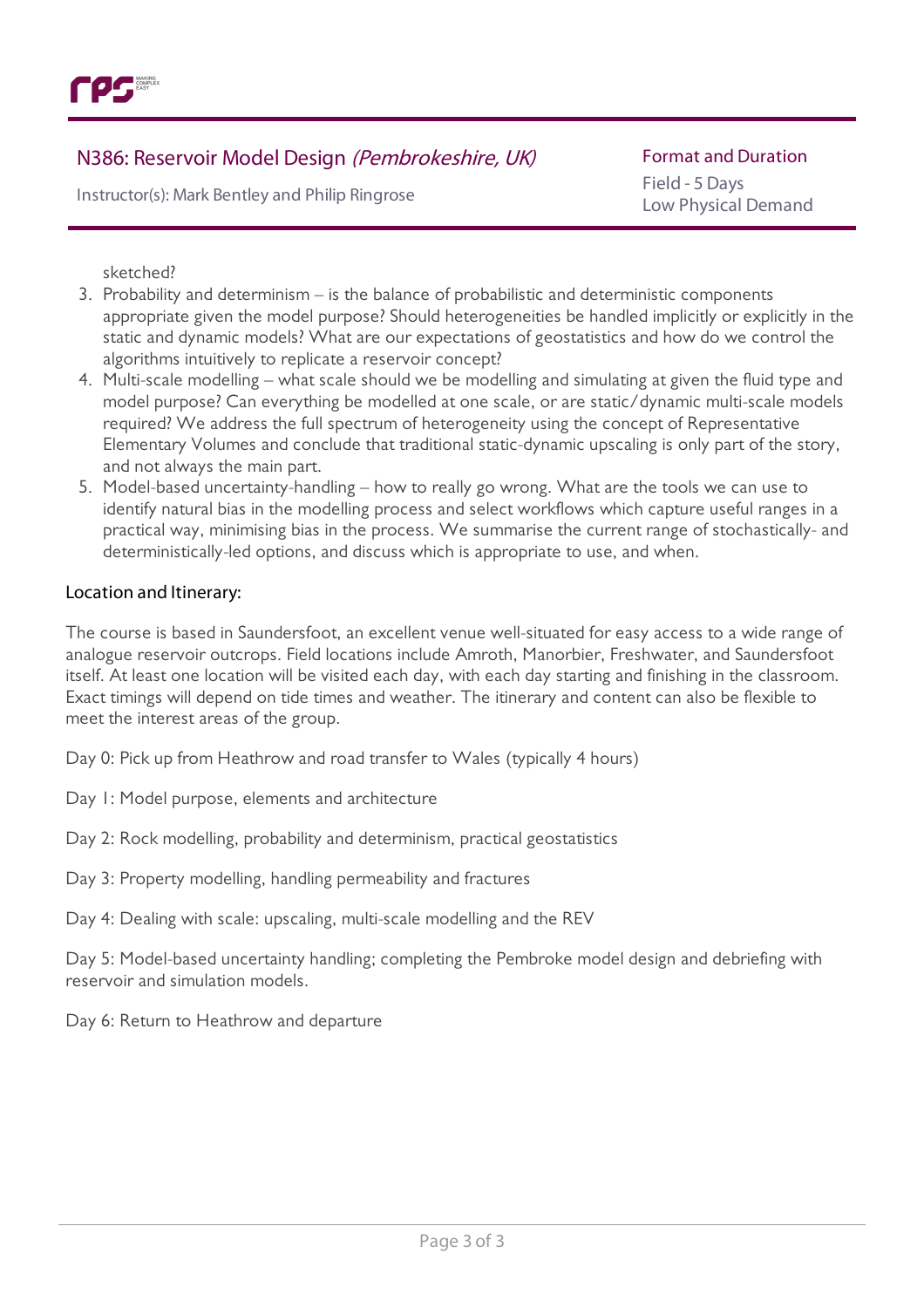sketched?

3. Probability and determinism – is the balance of probabilistic and deterministic components appropriate given the model purpose? Should heterogeneities be handled implicitly or explicitly in the static and dynamic models? What are our expectations of geostatistics and how do we control the algorithms intuitively to replicate a reservoir concept?
4. Multi-scale modelling – what scale should we be modelling and simulating at given the fluid type and model purpose? Can everything be modelled at one scale, or are static/dynamic multi-scale models required? We address the full spectrum of heterogeneity using the concept of Representative Elementary Volumes and conclude that traditional static-dynamic upscaling is only part of the story, and not always the main part.
5. Model-based uncertainty-handling – how to really go wrong. What are the tools we can use to identify natural bias in the modelling process and select workflows which capture useful ranges in a practical way, minimising bias in the process. We summarise the current range of stochastically- and deterministically-led options, and discuss which is appropriate to use, and when.

## Location and Itinerary:

The course is based in Saundersfoot, an excellent venue well-situated for easy access to a wide range of analogue reservoir outcrops. Field locations include Amroth, Manorbier, Freshwater, and Saundersfoot itself. At least one location will be visited each day, with each day starting and finishing in the classroom. Exact timings will depend on tide times and weather. The itinerary and content can also be flexible to meet the interest areas of the group.

Day 0: Pick up from Heathrow and road transfer to Wales (typically 4 hours)

Day 1: Model purpose, elements and architecture

Day 2: Rock modelling, probability and determinism, practical geostatistics

Day 3: Property modelling, handling permeability and fractures

Day 4: Dealing with scale: upscaling, multi-scale modelling and the REV

Day 5: Model-based uncertainty handling; completing the Pembroke model design and debriefing with reservoir and simulation models.

Day 6: Return to Heathrow and departure